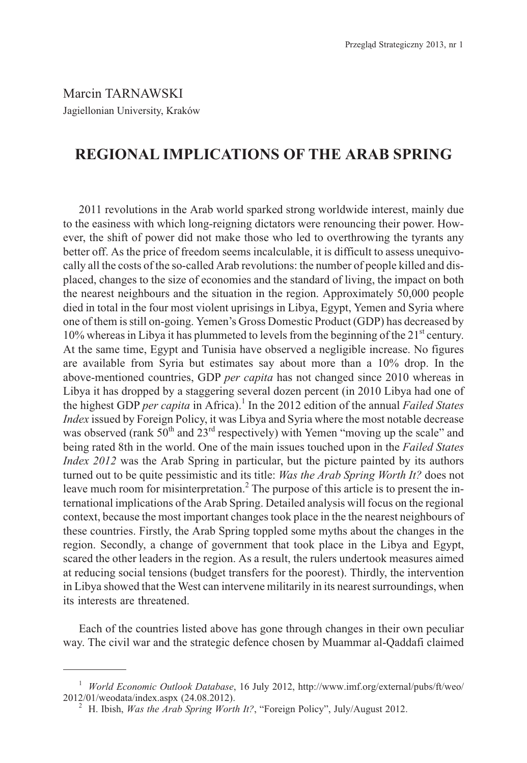Marcin TARNAWSKI
Jagiellonian University, Kraków

# REGIONAL IMPLICATIONS OF THE ARAB SPRING

2011 revolutions in the Arab world sparked strong worldwide interest, mainly due to the easiness with which long-reigning dictators were renouncing their power. However, the shift of power did not make those who led to overthrowing the tyrants any better off. As the price of freedom seems incalculable, it is difficult to assess unequivocally all the costs of the so-called Arab revolutions: the number of people killed and displaced, changes to the size of economies and the standard of living, the impact on both the nearest neighbours and the situation in the region. Approximately 50,000 people died in total in the four most violent uprisings in Libya, Egypt, Yemen and Syria where one of them is still on-going. Yemen's Gross Domestic Product (GDP) has decreased by 10% whereas in Libya it has plummeted to levels from the beginning of the 21st century. At the same time, Egypt and Tunisia have observed a negligible increase. No figures are available from Syria but estimates say about more than a 10% drop. In the above-mentioned countries, GDP *per capita* has not changed since 2010 whereas in Libya it has dropped by a staggering several dozen percent (in 2010 Libya had one of the highest GDP *per capita* in Africa).[1] In the 2012 edition of the annual *Failed States Index* issued by Foreign Policy, it was Libya and Syria where the most notable decrease was observed (rank 50th and 23rd respectively) with Yemen "moving up the scale" and being rated 8th in the world. One of the main issues touched upon in the *Failed States Index 2012* was the Arab Spring in particular, but the picture painted by its authors turned out to be quite pessimistic and its title: *Was the Arab Spring Worth It?* does not leave much room for misinterpretation.[2] The purpose of this article is to present the international implications of the Arab Spring. Detailed analysis will focus on the regional context, because the most important changes took place in the the nearest neighbours of these countries. Firstly, the Arab Spring toppled some myths about the changes in the region. Secondly, a change of government that took place in the Libya and Egypt, scared the other leaders in the region. As a result, the rulers undertook measures aimed at reducing social tensions (budget transfers for the poorest). Thirdly, the intervention in Libya showed that the West can intervene militarily in its nearest surroundings, when its interests are threatened.

Each of the countries listed above has gone through changes in their own peculiar way. The civil war and the strategic defence chosen by Muammar al-Qaddafi claimed

---

[1] *World Economic Outlook Database*, 16 July 2012, http://www.imf.org/external/pubs/ft/weo/2012/01/weodata/index.aspx (24.08.2012).

[2] H. Ibish, *Was the Arab Spring Worth It?*, "Foreign Policy", July/August 2012.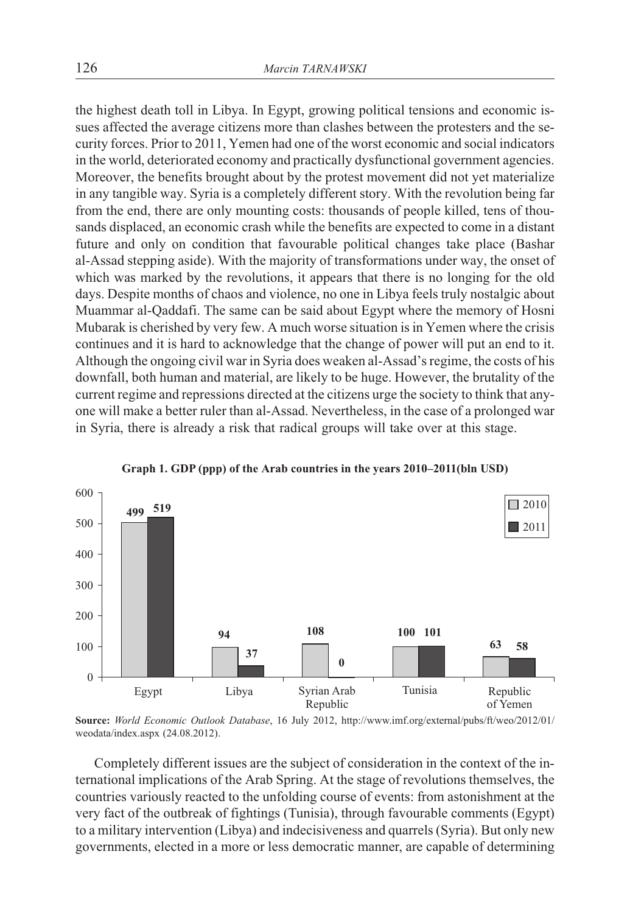the highest death toll in Libya. In Egypt, growing political tensions and economic issues affected the average citizens more than clashes between the protesters and the security forces. Prior to 2011, Yemen had one of the worst economic and social indicators in the world, deteriorated economy and practically dysfunctional government agencies. Moreover, the benefits brought about by the protest movement did not yet materialize in any tangible way. Syria is a completely different story. With the revolution being far from the end, there are only mounting costs: thousands of people killed, tens of thousands displaced, an economic crash while the benefits are expected to come in a distant future and only on condition that favourable political changes take place (Bashar al-Assad stepping aside). With the majority of transformations under way, the onset of which was marked by the revolutions, it appears that there is no longing for the old days. Despite months of chaos and violence, no one in Libya feels truly nostalgic about Muammar al-Qaddafi. The same can be said about Egypt where the memory of Hosni Mubarak is cherished by very few. A much worse situation is in Yemen where the crisis continues and it is hard to acknowledge that the change of power will put an end to it. Although the ongoing civil war in Syria does weaken al-Assad's regime, the costs of his downfall, both human and material, are likely to be huge. However, the brutality of the current regime and repressions directed at the citizens urge the society to think that anyone will make a better ruler than al-Assad. Nevertheless, in the case of a prolonged war in Syria, there is already a risk that radical groups will take over at this stage.

**Graph 1. GDP (ppp) of the Arab countries in the years 2010–2011(bln USD)**

| Country | 2010 | 2011 |
|---|---|---|
| Egypt | 499 | 519 |
| Libya | 94 | 37 |
| Syrian Arab Republic | 108 | 0 |
| Tunisia | 100 | 101 |
| Republic of Yemen | 63 | 58 |

**Source:** *World Economic Outlook Database*, 16 July 2012, http://www.imf.org/external/pubs/ft/weo/2012/01/weodata/index.aspx (24.08.2012).

Completely different issues are the subject of consideration in the context of the international implications of the Arab Spring. At the stage of revolutions themselves, the countries variously reacted to the unfolding course of events: from astonishment at the very fact of the outbreak of fightings (Tunisia), through favourable comments (Egypt) to a military intervention (Libya) and indecisiveness and quarrels (Syria). But only new governments, elected in a more or less democratic manner, are capable of determining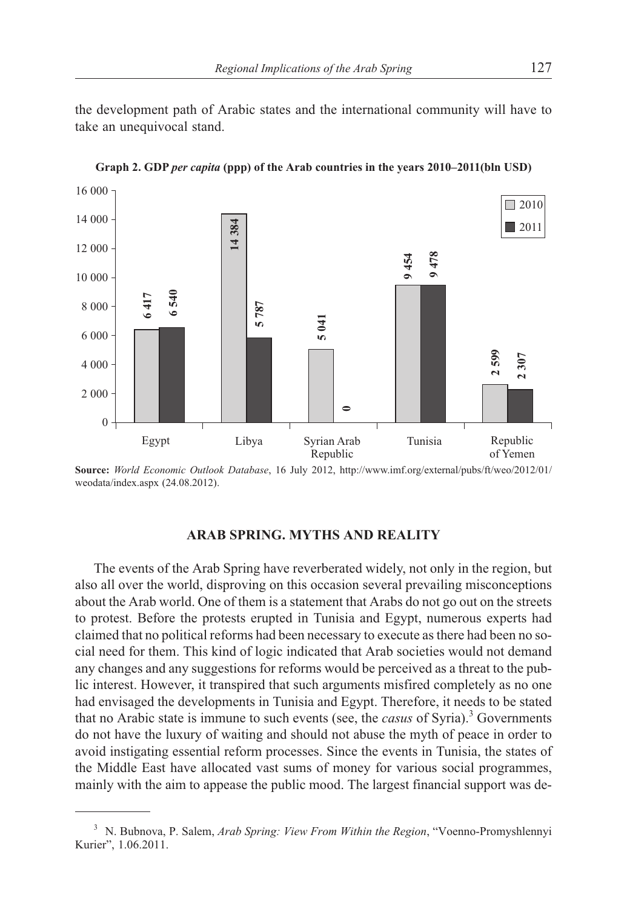the development path of Arabic states and the international community will have to take an unequivocal stand.

**Graph 2. GDP *per capita* (ppp) of the Arab countries in the years 2010–2011(bln USD)**

| | 2010 | 2011 |
|---|---|---|
| Egypt | 6 417 | 6 540 |
| Libya | 14 384 | 5 787 |
| Syrian Arab Republic | 5 041 | 0 |
| Tunisia | 9 454 | 9 478 |
| Republic of Yemen | 2 599 | 2 307 |

**Source:** *World Economic Outlook Database*, 16 July 2012, http://www.imf.org/external/pubs/ft/weo/2012/01/weodata/index.aspx (24.08.2012).

## ARAB SPRING. MYTHS AND REALITY

The events of the Arab Spring have reverberated widely, not only in the region, but also all over the world, disproving on this occasion several prevailing misconceptions about the Arab world. One of them is a statement that Arabs do not go out on the streets to protest. Before the protests erupted in Tunisia and Egypt, numerous experts had claimed that no political reforms had been necessary to execute as there had been no social need for them. This kind of logic indicated that Arab societies would not demand any changes and any suggestions for reforms would be perceived as a threat to the public interest. However, it transpired that such arguments misfired completely as no one had envisaged the developments in Tunisia and Egypt. Therefore, it needs to be stated that no Arabic state is immune to such events (see, the *casus* of Syria).[3] Governments do not have the luxury of waiting and should not abuse the myth of peace in order to avoid instigating essential reform processes. Since the events in Tunisia, the states of the Middle East have allocated vast sums of money for various social programmes, mainly with the aim to appease the public mood. The largest financial support was de-

---

[3] N. Bubnova, P. Salem, *Arab Spring: View From Within the Region*, "Voenno-Promyshlennyi Kurier", 1.06.2011.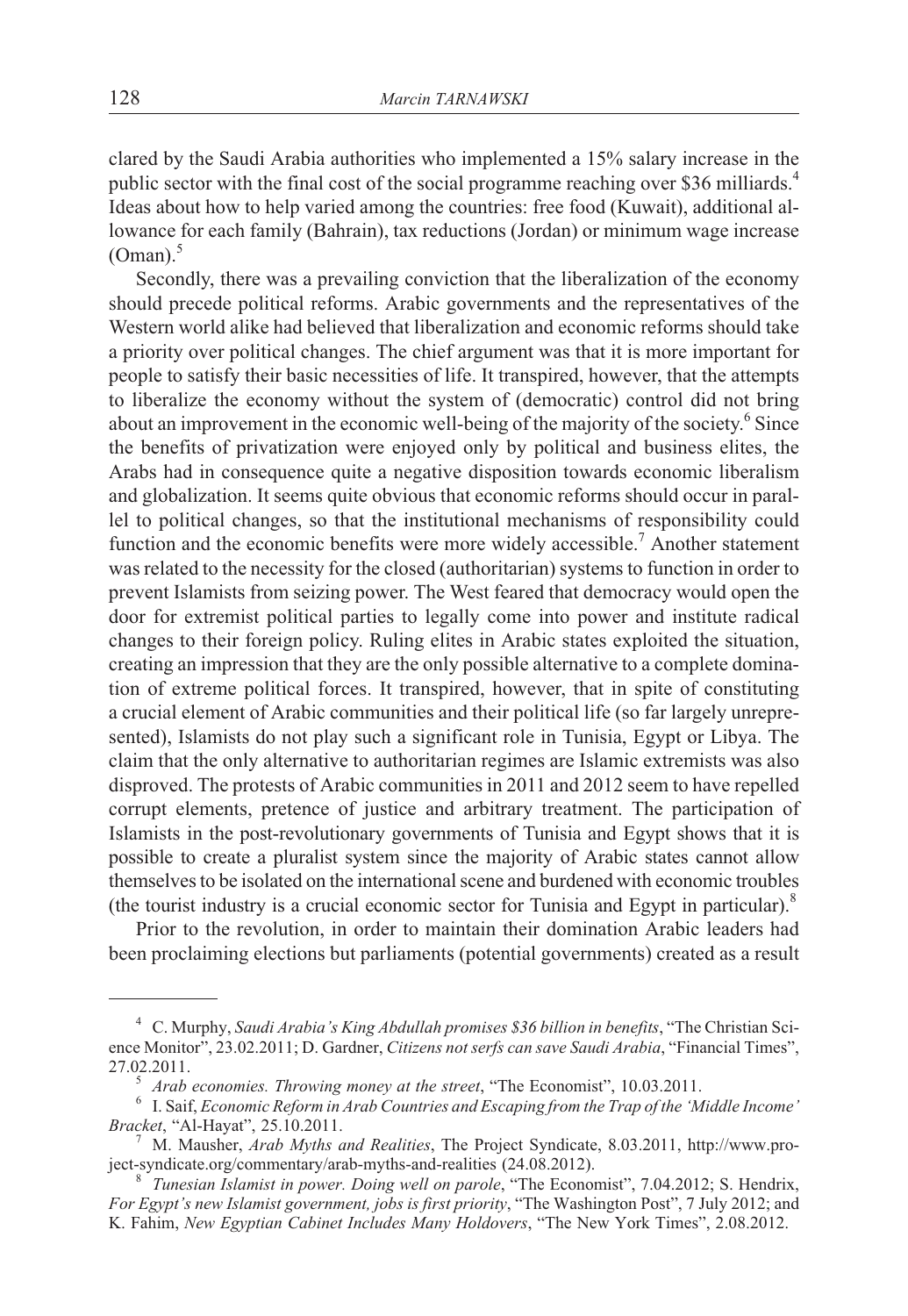clared by the Saudi Arabia authorities who implemented a 15% salary increase in the public sector with the final cost of the social programme reaching over $36 milliards.[4] Ideas about how to help varied among the countries: free food (Kuwait), additional allowance for each family (Bahrain), tax reductions (Jordan) or minimum wage increase (Oman).[5]

Secondly, there was a prevailing conviction that the liberalization of the economy should precede political reforms. Arabic governments and the representatives of the Western world alike had believed that liberalization and economic reforms should take a priority over political changes. The chief argument was that it is more important for people to satisfy their basic necessities of life. It transpired, however, that the attempts to liberalize the economy without the system of (democratic) control did not bring about an improvement in the economic well-being of the majority of the society.[6] Since the benefits of privatization were enjoyed only by political and business elites, the Arabs had in consequence quite a negative disposition towards economic liberalism and globalization. It seems quite obvious that economic reforms should occur in parallel to political changes, so that the institutional mechanisms of responsibility could function and the economic benefits were more widely accessible.[7] Another statement was related to the necessity for the closed (authoritarian) systems to function in order to prevent Islamists from seizing power. The West feared that democracy would open the door for extremist political parties to legally come into power and institute radical changes to their foreign policy. Ruling elites in Arabic states exploited the situation, creating an impression that they are the only possible alternative to a complete domination of extreme political forces. It transpired, however, that in spite of constituting a crucial element of Arabic communities and their political life (so far largely unrepresented), Islamists do not play such a significant role in Tunisia, Egypt or Libya. The claim that the only alternative to authoritarian regimes are Islamic extremists was also disproved. The protests of Arabic communities in 2011 and 2012 seem to have repelled corrupt elements, pretence of justice and arbitrary treatment. The participation of Islamists in the post-revolutionary governments of Tunisia and Egypt shows that it is possible to create a pluralist system since the majority of Arabic states cannot allow themselves to be isolated on the international scene and burdened with economic troubles (the tourist industry is a crucial economic sector for Tunisia and Egypt in particular).[8]

Prior to the revolution, in order to maintain their domination Arabic leaders had been proclaiming elections but parliaments (potential governments) created as a result

---

[4] C. Murphy, *Saudi Arabia's King Abdullah promises $36 billion in benefits*, "The Christian Science Monitor", 23.02.2011; D. Gardner, *Citizens not serfs can save Saudi Arabia*, "Financial Times", 27.02.2011.

[5] *Arab economies. Throwing money at the street*, "The Economist", 10.03.2011.

[6] I. Saif, *Economic Reform in Arab Countries and Escaping from the Trap of the 'Middle Income' Bracket*, "Al-Hayat", 25.10.2011.

[7] M. Mausher, *Arab Myths and Realities*, The Project Syndicate, 8.03.2011, http://www.project-syndicate.org/commentary/arab-myths-and-realities (24.08.2012).

[8] *Tunesian Islamist in power. Doing well on parole*, "The Economist", 7.04.2012; S. Hendrix, *For Egypt's new Islamist government, jobs is first priority*, "The Washington Post", 7 July 2012; and K. Fahim, *New Egyptian Cabinet Includes Many Holdovers*, "The New York Times", 2.08.2012.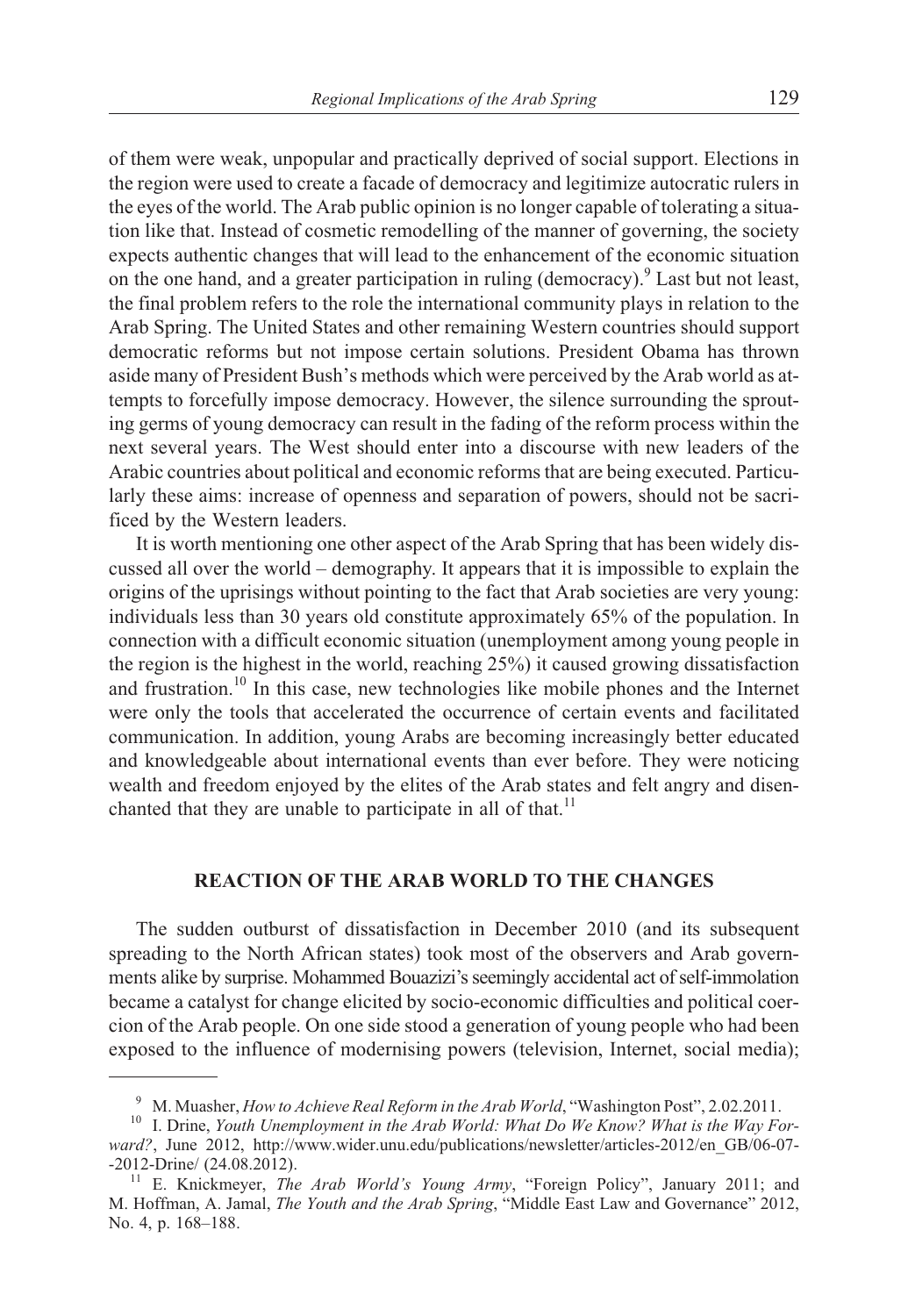of them were weak, unpopular and practically deprived of social support. Elections in the region were used to create a facade of democracy and legitimize autocratic rulers in the eyes of the world. The Arab public opinion is no longer capable of tolerating a situation like that. Instead of cosmetic remodelling of the manner of governing, the society expects authentic changes that will lead to the enhancement of the economic situation on the one hand, and a greater participation in ruling (democracy).[9] Last but not least, the final problem refers to the role the international community plays in relation to the Arab Spring. The United States and other remaining Western countries should support democratic reforms but not impose certain solutions. President Obama has thrown aside many of President Bush's methods which were perceived by the Arab world as attempts to forcefully impose democracy. However, the silence surrounding the sprouting germs of young democracy can result in the fading of the reform process within the next several years. The West should enter into a discourse with new leaders of the Arabic countries about political and economic reforms that are being executed. Particularly these aims: increase of openness and separation of powers, should not be sacrificed by the Western leaders.

It is worth mentioning one other aspect of the Arab Spring that has been widely discussed all over the world – demography. It appears that it is impossible to explain the origins of the uprisings without pointing to the fact that Arab societies are very young: individuals less than 30 years old constitute approximately 65% of the population. In connection with a difficult economic situation (unemployment among young people in the region is the highest in the world, reaching 25%) it caused growing dissatisfaction and frustration.[10] In this case, new technologies like mobile phones and the Internet were only the tools that accelerated the occurrence of certain events and facilitated communication. In addition, young Arabs are becoming increasingly better educated and knowledgeable about international events than ever before. They were noticing wealth and freedom enjoyed by the elites of the Arab states and felt angry and disenchanted that they are unable to participate in all of that.[11]

## REACTION OF THE ARAB WORLD TO THE CHANGES

The sudden outburst of dissatisfaction in December 2010 (and its subsequent spreading to the North African states) took most of the observers and Arab governments alike by surprise. Mohammed Bouazizi's seemingly accidental act of self-immolation became a catalyst for change elicited by socio-economic difficulties and political coercion of the Arab people. On one side stood a generation of young people who had been exposed to the influence of modernising powers (television, Internet, social media);

---

[9] M. Muasher, *How to Achieve Real Reform in the Arab World*, "Washington Post", 2.02.2011.

[10] I. Drine, *Youth Unemployment in the Arab World: What Do We Know? What is the Way Forward?*, June 2012, http://www.wider.unu.edu/publications/newsletter/articles-2012/en_GB/06-07-2012-Drine/ (24.08.2012).

[11] E. Knickmeyer, *The Arab World's Young Army*, "Foreign Policy", January 2011; and M. Hoffman, A. Jamal, *The Youth and the Arab Spring*, "Middle East Law and Governance" 2012, No. 4, p. 168–188.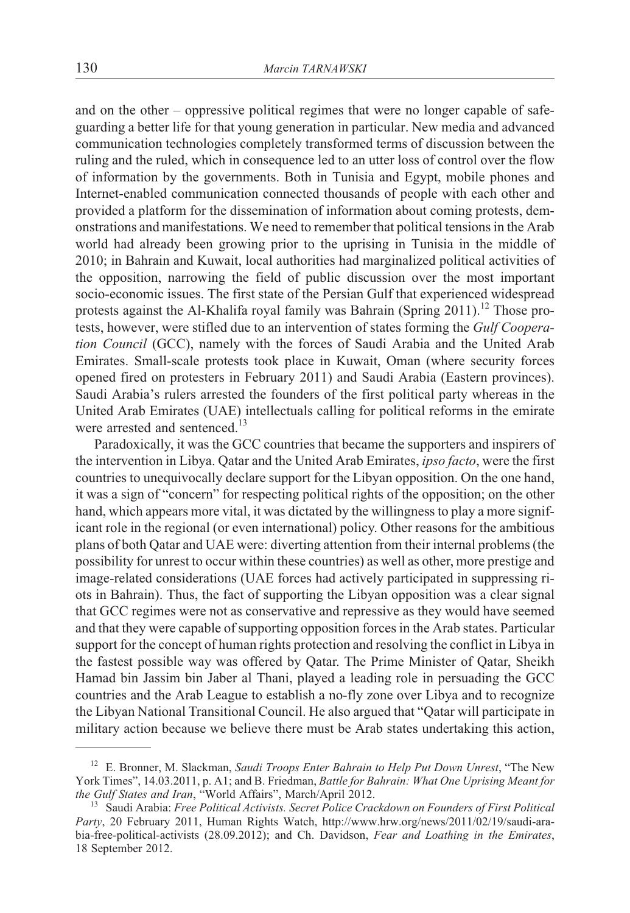and on the other – oppressive political regimes that were no longer capable of safeguarding a better life for that young generation in particular. New media and advanced communication technologies completely transformed terms of discussion between the ruling and the ruled, which in consequence led to an utter loss of control over the flow of information by the governments. Both in Tunisia and Egypt, mobile phones and Internet-enabled communication connected thousands of people with each other and provided a platform for the dissemination of information about coming protests, demonstrations and manifestations. We need to remember that political tensions in the Arab world had already been growing prior to the uprising in Tunisia in the middle of 2010; in Bahrain and Kuwait, local authorities had marginalized political activities of the opposition, narrowing the field of public discussion over the most important socio-economic issues. The first state of the Persian Gulf that experienced widespread protests against the Al-Khalifa royal family was Bahrain (Spring 2011).[12] Those protests, however, were stifled due to an intervention of states forming the *Gulf Cooperation Council* (GCC), namely with the forces of Saudi Arabia and the United Arab Emirates. Small-scale protests took place in Kuwait, Oman (where security forces opened fired on protesters in February 2011) and Saudi Arabia (Eastern provinces). Saudi Arabia's rulers arrested the founders of the first political party whereas in the United Arab Emirates (UAE) intellectuals calling for political reforms in the emirate were arrested and sentenced.[13]

Paradoxically, it was the GCC countries that became the supporters and inspirers of the intervention in Libya. Qatar and the United Arab Emirates, *ipso facto*, were the first countries to unequivocally declare support for the Libyan opposition. On the one hand, it was a sign of "concern" for respecting political rights of the opposition; on the other hand, which appears more vital, it was dictated by the willingness to play a more significant role in the regional (or even international) policy. Other reasons for the ambitious plans of both Qatar and UAE were: diverting attention from their internal problems (the possibility for unrest to occur within these countries) as well as other, more prestige and image-related considerations (UAE forces had actively participated in suppressing riots in Bahrain). Thus, the fact of supporting the Libyan opposition was a clear signal that GCC regimes were not as conservative and repressive as they would have seemed and that they were capable of supporting opposition forces in the Arab states. Particular support for the concept of human rights protection and resolving the conflict in Libya in the fastest possible way was offered by Qatar. The Prime Minister of Qatar, Sheikh Hamad bin Jassim bin Jaber al Thani, played a leading role in persuading the GCC countries and the Arab League to establish a no-fly zone over Libya and to recognize the Libyan National Transitional Council. He also argued that "Qatar will participate in military action because we believe there must be Arab states undertaking this action,

---

[12] E. Bronner, M. Slackman, *Saudi Troops Enter Bahrain to Help Put Down Unrest*, "The New York Times", 14.03.2011, p. A1; and B. Friedman, *Battle for Bahrain: What One Uprising Meant for the Gulf States and Iran*, "World Affairs", March/April 2012.

[13] Saudi Arabia: *Free Political Activists. Secret Police Crackdown on Founders of First Political Party*, 20 February 2011, Human Rights Watch, http://www.hrw.org/news/2011/02/19/saudi-arabia-free-political-activists (28.09.2012); and Ch. Davidson, *Fear and Loathing in the Emirates*, 18 September 2012.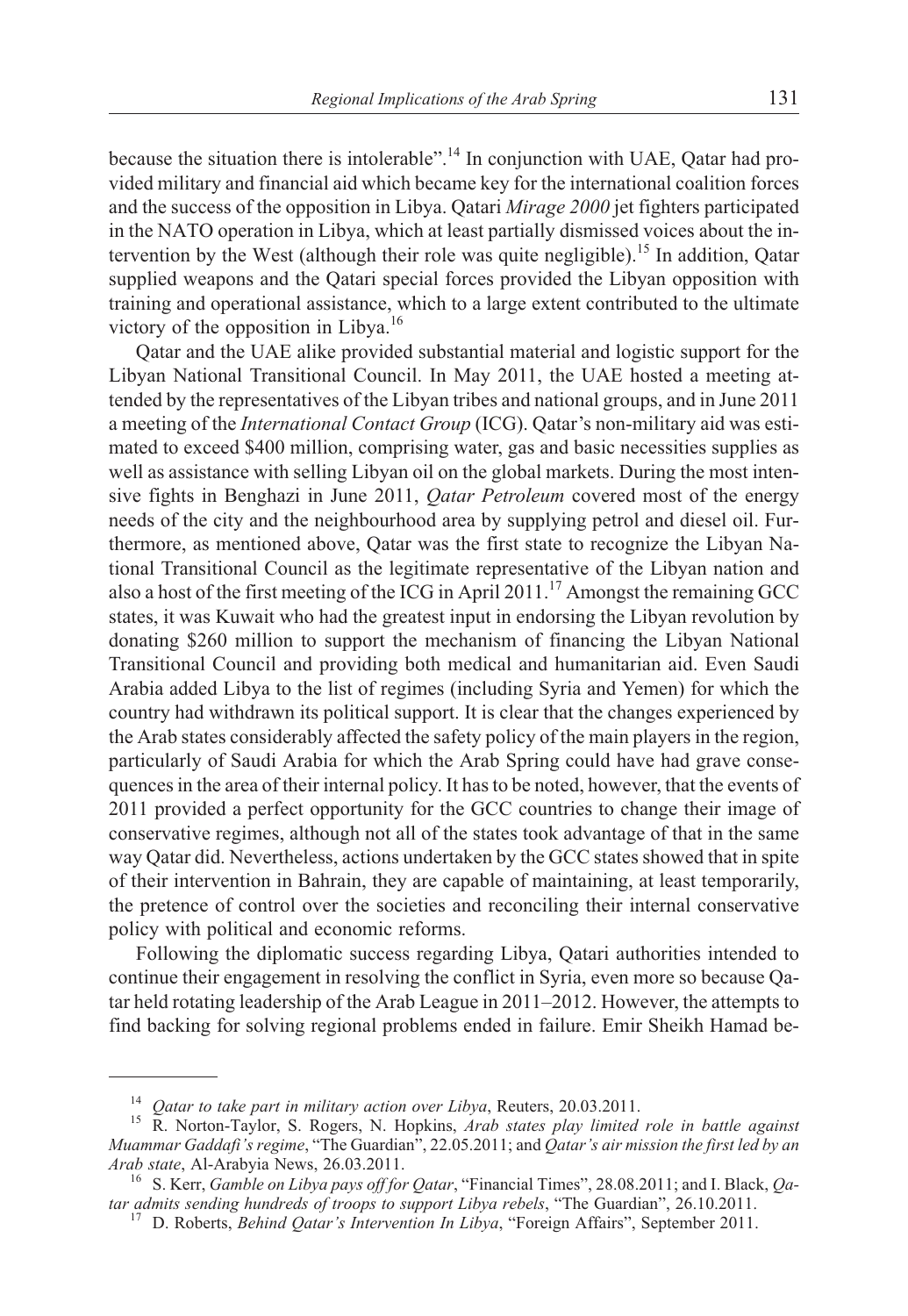because the situation there is intolerable".[14] In conjunction with UAE, Qatar had provided military and financial aid which became key for the international coalition forces and the success of the opposition in Libya. Qatari *Mirage 2000* jet fighters participated in the NATO operation in Libya, which at least partially dismissed voices about the intervention by the West (although their role was quite negligible).[15] In addition, Qatar supplied weapons and the Qatari special forces provided the Libyan opposition with training and operational assistance, which to a large extent contributed to the ultimate victory of the opposition in Libya.[16]

Qatar and the UAE alike provided substantial material and logistic support for the Libyan National Transitional Council. In May 2011, the UAE hosted a meeting attended by the representatives of the Libyan tribes and national groups, and in June 2011 a meeting of the *International Contact Group* (ICG). Qatar's non-military aid was estimated to exceed $400 million, comprising water, gas and basic necessities supplies as well as assistance with selling Libyan oil on the global markets. During the most intensive fights in Benghazi in June 2011, *Qatar Petroleum* covered most of the energy needs of the city and the neighbourhood area by supplying petrol and diesel oil. Furthermore, as mentioned above, Qatar was the first state to recognize the Libyan National Transitional Council as the legitimate representative of the Libyan nation and also a host of the first meeting of the ICG in April 2011.[17] Amongst the remaining GCC states, it was Kuwait who had the greatest input in endorsing the Libyan revolution by donating $260 million to support the mechanism of financing the Libyan National Transitional Council and providing both medical and humanitarian aid. Even Saudi Arabia added Libya to the list of regimes (including Syria and Yemen) for which the country had withdrawn its political support. It is clear that the changes experienced by the Arab states considerably affected the safety policy of the main players in the region, particularly of Saudi Arabia for which the Arab Spring could have had grave consequences in the area of their internal policy. It has to be noted, however, that the events of 2011 provided a perfect opportunity for the GCC countries to change their image of conservative regimes, although not all of the states took advantage of that in the same way Qatar did. Nevertheless, actions undertaken by the GCC states showed that in spite of their intervention in Bahrain, they are capable of maintaining, at least temporarily, the pretence of control over the societies and reconciling their internal conservative policy with political and economic reforms.

Following the diplomatic success regarding Libya, Qatari authorities intended to continue their engagement in resolving the conflict in Syria, even more so because Qatar held rotating leadership of the Arab League in 2011–2012. However, the attempts to find backing for solving regional problems ended in failure. Emir Sheikh Hamad be-

---

[14] *Qatar to take part in military action over Libya*, Reuters, 20.03.2011.

[15] R. Norton-Taylor, S. Rogers, N. Hopkins, *Arab states play limited role in battle against Muammar Gaddafi's regime*, "The Guardian", 22.05.2011; and *Qatar's air mission the first led by an Arab state*, Al-Arabyia News, 26.03.2011.

[16] S. Kerr, *Gamble on Libya pays off for Qatar*, "Financial Times", 28.08.2011; and I. Black, *Qatar admits sending hundreds of troops to support Libya rebels*, "The Guardian", 26.10.2011.

[17] D. Roberts, *Behind Qatar's Intervention In Libya*, "Foreign Affairs", September 2011.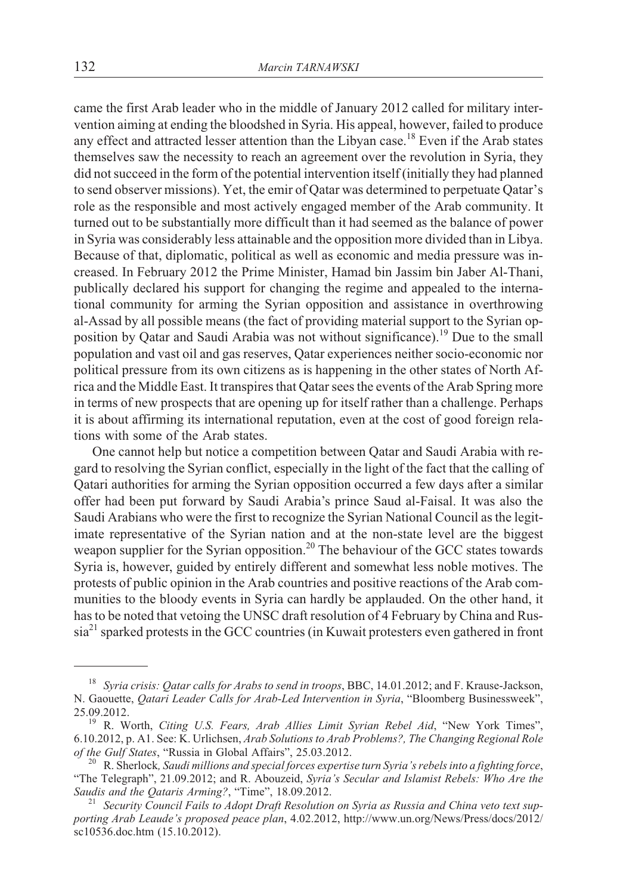came the first Arab leader who in the middle of January 2012 called for military intervention aiming at ending the bloodshed in Syria. His appeal, however, failed to produce any effect and attracted lesser attention than the Libyan case.[18] Even if the Arab states themselves saw the necessity to reach an agreement over the revolution in Syria, they did not succeed in the form of the potential intervention itself (initially they had planned to send observer missions). Yet, the emir of Qatar was determined to perpetuate Qatar's role as the responsible and most actively engaged member of the Arab community. It turned out to be substantially more difficult than it had seemed as the balance of power in Syria was considerably less attainable and the opposition more divided than in Libya. Because of that, diplomatic, political as well as economic and media pressure was increased. In February 2012 the Prime Minister, Hamad bin Jassim bin Jaber Al-Thani, publically declared his support for changing the regime and appealed to the international community for arming the Syrian opposition and assistance in overthrowing al-Assad by all possible means (the fact of providing material support to the Syrian opposition by Qatar and Saudi Arabia was not without significance).[19] Due to the small population and vast oil and gas reserves, Qatar experiences neither socio-economic nor political pressure from its own citizens as is happening in the other states of North Africa and the Middle East. It transpires that Qatar sees the events of the Arab Spring more in terms of new prospects that are opening up for itself rather than a challenge. Perhaps it is about affirming its international reputation, even at the cost of good foreign relations with some of the Arab states.

One cannot help but notice a competition between Qatar and Saudi Arabia with regard to resolving the Syrian conflict, especially in the light of the fact that the calling of Qatari authorities for arming the Syrian opposition occurred a few days after a similar offer had been put forward by Saudi Arabia's prince Saud al-Faisal. It was also the Saudi Arabians who were the first to recognize the Syrian National Council as the legitimate representative of the Syrian nation and at the non-state level are the biggest weapon supplier for the Syrian opposition.[20] The behaviour of the GCC states towards Syria is, however, guided by entirely different and somewhat less noble motives. The protests of public opinion in the Arab countries and positive reactions of the Arab communities to the bloody events in Syria can hardly be applauded. On the other hand, it has to be noted that vetoing the UNSC draft resolution of 4 February by China and Russia[21] sparked protests in the GCC countries (in Kuwait protesters even gathered in front

---

[18] *Syria crisis: Qatar calls for Arabs to send in troops*, BBC, 14.01.2012; and F. Krause-Jackson, N. Gaouette, *Qatari Leader Calls for Arab-Led Intervention in Syria*, "Bloomberg Businessweek", 25.09.2012.

[19] R. Worth, *Citing U.S. Fears, Arab Allies Limit Syrian Rebel Aid*, "New York Times", 6.10.2012, p. A1. See: K. Urlichsen, *Arab Solutions to Arab Problems?, The Changing Regional Role of the Gulf States*, "Russia in Global Affairs", 25.03.2012.

[20] R. Sherlock, *Saudi millions and special forces expertise turn Syria's rebels into a fighting force*, "The Telegraph", 21.09.2012; and R. Abouzeid, *Syria's Secular and Islamist Rebels: Who Are the Saudis and the Qataris Arming?*, "Time", 18.09.2012.

[21] *Security Council Fails to Adopt Draft Resolution on Syria as Russia and China veto text supporting Arab Leaude's proposed peace plan*, 4.02.2012, http://www.un.org/News/Press/docs/2012/sc10536.doc.htm (15.10.2012).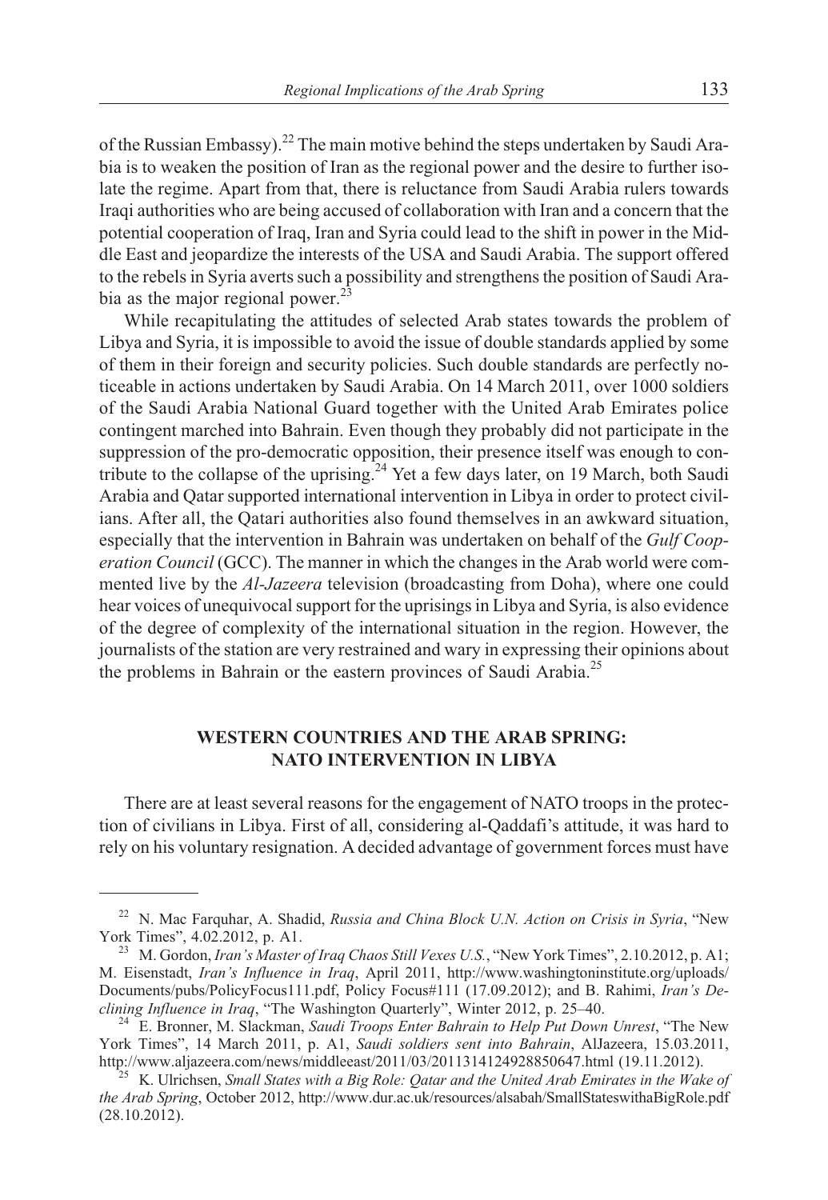of the Russian Embassy).[22] The main motive behind the steps undertaken by Saudi Arabia is to weaken the position of Iran as the regional power and the desire to further isolate the regime. Apart from that, there is reluctance from Saudi Arabia rulers towards Iraqi authorities who are being accused of collaboration with Iran and a concern that the potential cooperation of Iraq, Iran and Syria could lead to the shift in power in the Middle East and jeopardize the interests of the USA and Saudi Arabia. The support offered to the rebels in Syria averts such a possibility and strengthens the position of Saudi Arabia as the major regional power.[23]

While recapitulating the attitudes of selected Arab states towards the problem of Libya and Syria, it is impossible to avoid the issue of double standards applied by some of them in their foreign and security policies. Such double standards are perfectly noticeable in actions undertaken by Saudi Arabia. On 14 March 2011, over 1000 soldiers of the Saudi Arabia National Guard together with the United Arab Emirates police contingent marched into Bahrain. Even though they probably did not participate in the suppression of the pro-democratic opposition, their presence itself was enough to contribute to the collapse of the uprising.[24] Yet a few days later, on 19 March, both Saudi Arabia and Qatar supported international intervention in Libya in order to protect civilians. After all, the Qatari authorities also found themselves in an awkward situation, especially that the intervention in Bahrain was undertaken on behalf of the *Gulf Cooperation Council* (GCC). The manner in which the changes in the Arab world were commented live by the *Al-Jazeera* television (broadcasting from Doha), where one could hear voices of unequivocal support for the uprisings in Libya and Syria, is also evidence of the degree of complexity of the international situation in the region. However, the journalists of the station are very restrained and wary in expressing their opinions about the problems in Bahrain or the eastern provinces of Saudi Arabia.[25]

## WESTERN COUNTRIES AND THE ARAB SPRING: NATO INTERVENTION IN LIBYA

There are at least several reasons for the engagement of NATO troops in the protection of civilians in Libya. First of all, considering al-Qaddafi's attitude, it was hard to rely on his voluntary resignation. A decided advantage of government forces must have

---

[22] N. Mac Farquhar, A. Shadid, *Russia and China Block U.N. Action on Crisis in Syria*, "New York Times", 4.02.2012, p. A1.

[23] M. Gordon, *Iran's Master of Iraq Chaos Still Vexes U.S.*, "New York Times", 2.10.2012, p. A1; M. Eisenstadt, *Iran's Influence in Iraq*, April 2011, http://www.washingtoninstitute.org/uploads/Documents/pubs/PolicyFocus111.pdf, Policy Focus#111 (17.09.2012); and B. Rahimi, *Iran's Declining Influence in Iraq*, "The Washington Quarterly", Winter 2012, p. 25–40.

[24] E. Bronner, M. Slackman, *Saudi Troops Enter Bahrain to Help Put Down Unrest*, "The New York Times", 14 March 2011, p. A1, *Saudi soldiers sent into Bahrain*, AlJazeera, 15.03.2011, http://www.aljazeera.com/news/middleeast/2011/03/2011314124928850647.html (19.11.2012).

[25] K. Ulrichsen, *Small States with a Big Role: Qatar and the United Arab Emirates in the Wake of the Arab Spring*, October 2012, http://www.dur.ac.uk/resources/alsabah/SmallStateswithaBigRole.pdf (28.10.2012).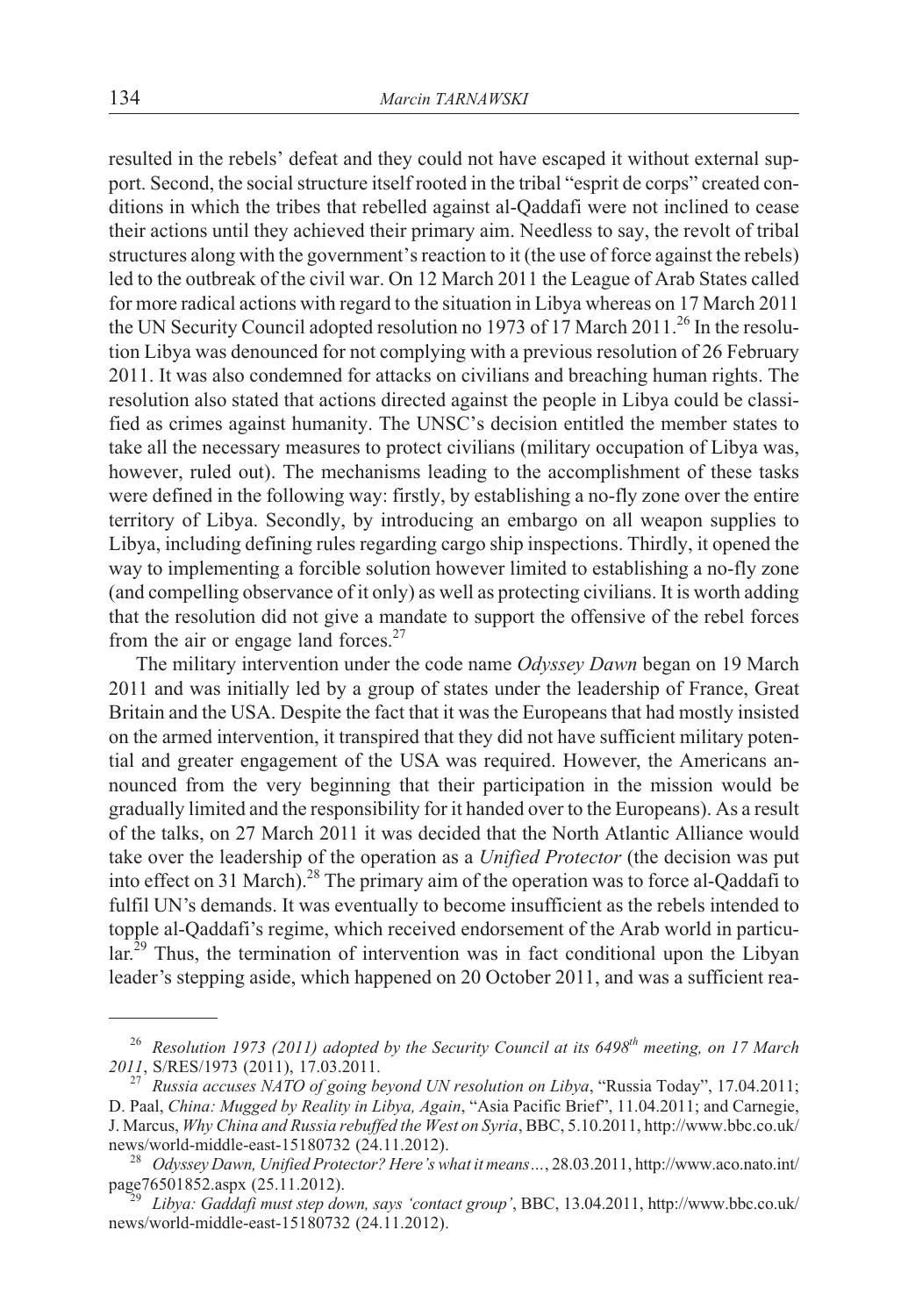resulted in the rebels' defeat and they could not have escaped it without external support. Second, the social structure itself rooted in the tribal "esprit de corps" created conditions in which the tribes that rebelled against al-Qaddafi were not inclined to cease their actions until they achieved their primary aim. Needless to say, the revolt of tribal structures along with the government's reaction to it (the use of force against the rebels) led to the outbreak of the civil war. On 12 March 2011 the League of Arab States called for more radical actions with regard to the situation in Libya whereas on 17 March 2011 the UN Security Council adopted resolution no 1973 of 17 March 2011.[26] In the resolution Libya was denounced for not complying with a previous resolution of 26 February 2011. It was also condemned for attacks on civilians and breaching human rights. The resolution also stated that actions directed against the people in Libya could be classified as crimes against humanity. The UNSC's decision entitled the member states to take all the necessary measures to protect civilians (military occupation of Libya was, however, ruled out). The mechanisms leading to the accomplishment of these tasks were defined in the following way: firstly, by establishing a no-fly zone over the entire territory of Libya. Secondly, by introducing an embargo on all weapon supplies to Libya, including defining rules regarding cargo ship inspections. Thirdly, it opened the way to implementing a forcible solution however limited to establishing a no-fly zone (and compelling observance of it only) as well as protecting civilians. It is worth adding that the resolution did not give a mandate to support the offensive of the rebel forces from the air or engage land forces.[27]

The military intervention under the code name *Odyssey Dawn* began on 19 March 2011 and was initially led by a group of states under the leadership of France, Great Britain and the USA. Despite the fact that it was the Europeans that had mostly insisted on the armed intervention, it transpired that they did not have sufficient military potential and greater engagement of the USA was required. However, the Americans announced from the very beginning that their participation in the mission would be gradually limited and the responsibility for it handed over to the Europeans). As a result of the talks, on 27 March 2011 it was decided that the North Atlantic Alliance would take over the leadership of the operation as a *Unified Protector* (the decision was put into effect on 31 March).[28] The primary aim of the operation was to force al-Qaddafi to fulfil UN's demands. It was eventually to become insufficient as the rebels intended to topple al-Qaddafi's regime, which received endorsement of the Arab world in particular.[29] Thus, the termination of intervention was in fact conditional upon the Libyan leader's stepping aside, which happened on 20 October 2011, and was a sufficient rea-

---

[26] *Resolution 1973 (2011) adopted by the Security Council at its 6498th meeting, on 17 March 2011*, S/RES/1973 (2011), 17.03.2011.

[27] *Russia accuses NATO of going beyond UN resolution on Libya*, "Russia Today", 17.04.2011; D. Paal, *China: Mugged by Reality in Libya, Again*, "Asia Pacific Brief", 11.04.2011; and Carnegie, J. Marcus, *Why China and Russia rebuffed the West on Syria*, BBC, 5.10.2011, http://www.bbc.co.uk/news/world-middle-east-15180732 (24.11.2012).

[28] *Odyssey Dawn, Unified Protector? Here's what it means…*, 28.03.2011, http://www.aco.nato.int/page76501852.aspx (25.11.2012).

[29] *Libya: Gaddafi must step down, says 'contact group'*, BBC, 13.04.2011, http://www.bbc.co.uk/news/world-middle-east-15180732 (24.11.2012).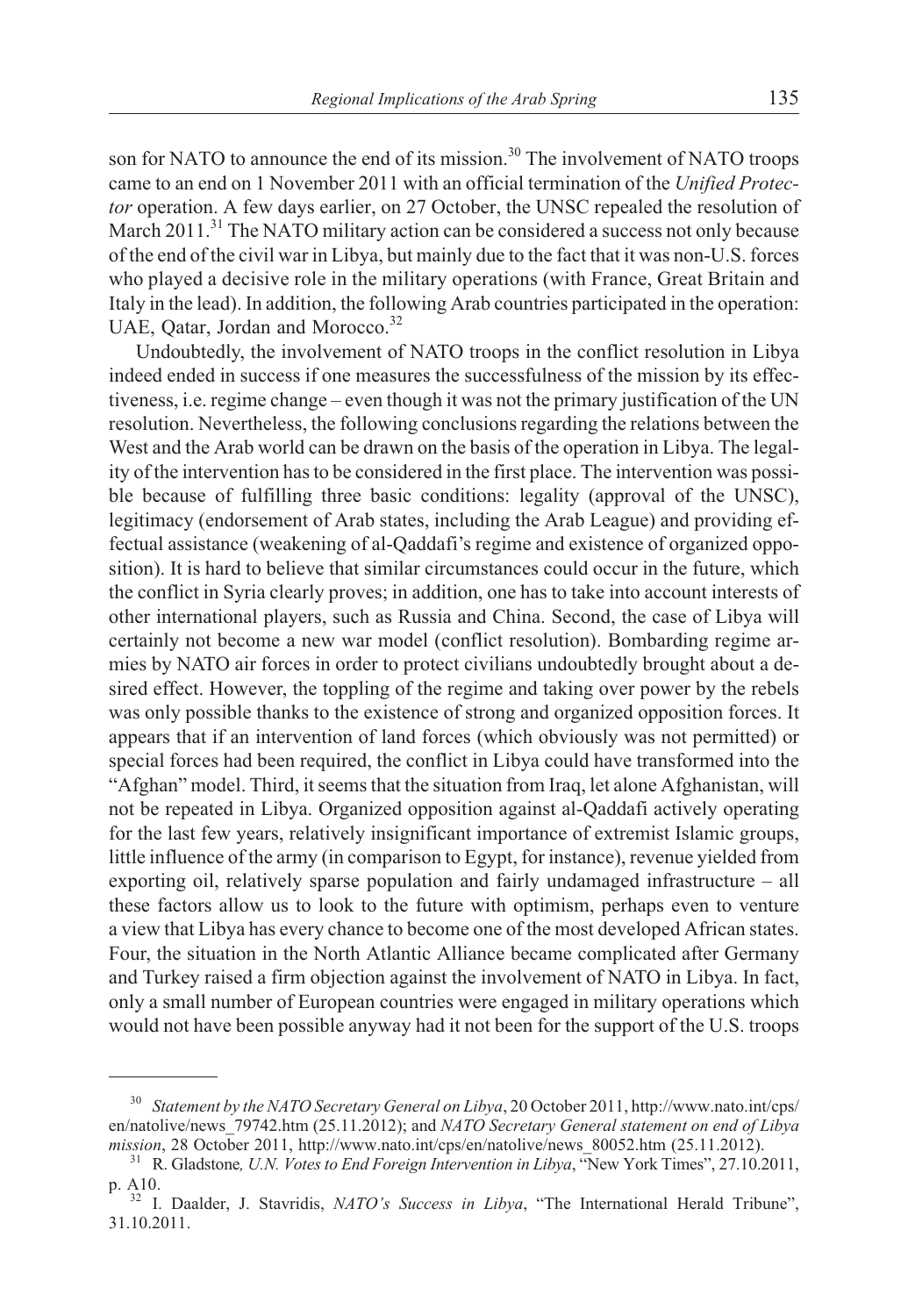son for NATO to announce the end of its mission.[30] The involvement of NATO troops came to an end on 1 November 2011 with an official termination of the *Unified Protector* operation. A few days earlier, on 27 October, the UNSC repealed the resolution of March 2011.[31] The NATO military action can be considered a success not only because of the end of the civil war in Libya, but mainly due to the fact that it was non-U.S. forces who played a decisive role in the military operations (with France, Great Britain and Italy in the lead). In addition, the following Arab countries participated in the operation: UAE, Qatar, Jordan and Morocco.[32]

Undoubtedly, the involvement of NATO troops in the conflict resolution in Libya indeed ended in success if one measures the successfulness of the mission by its effectiveness, i.e. regime change – even though it was not the primary justification of the UN resolution. Nevertheless, the following conclusions regarding the relations between the West and the Arab world can be drawn on the basis of the operation in Libya. The legality of the intervention has to be considered in the first place. The intervention was possible because of fulfilling three basic conditions: legality (approval of the UNSC), legitimacy (endorsement of Arab states, including the Arab League) and providing effectual assistance (weakening of al-Qaddafi's regime and existence of organized opposition). It is hard to believe that similar circumstances could occur in the future, which the conflict in Syria clearly proves; in addition, one has to take into account interests of other international players, such as Russia and China. Second, the case of Libya will certainly not become a new war model (conflict resolution). Bombarding regime armies by NATO air forces in order to protect civilians undoubtedly brought about a desired effect. However, the toppling of the regime and taking over power by the rebels was only possible thanks to the existence of strong and organized opposition forces. It appears that if an intervention of land forces (which obviously was not permitted) or special forces had been required, the conflict in Libya could have transformed into the "Afghan" model. Third, it seems that the situation from Iraq, let alone Afghanistan, will not be repeated in Libya. Organized opposition against al-Qaddafi actively operating for the last few years, relatively insignificant importance of extremist Islamic groups, little influence of the army (in comparison to Egypt, for instance), revenue yielded from exporting oil, relatively sparse population and fairly undamaged infrastructure – all these factors allow us to look to the future with optimism, perhaps even to venture a view that Libya has every chance to become one of the most developed African states. Four, the situation in the North Atlantic Alliance became complicated after Germany and Turkey raised a firm objection against the involvement of NATO in Libya. In fact, only a small number of European countries were engaged in military operations which would not have been possible anyway had it not been for the support of the U.S. troops

---

[30] *Statement by the NATO Secretary General on Libya*, 20 October 2011, http://www.nato.int/cps/en/natolive/news_79742.htm (25.11.2012); and *NATO Secretary General statement on end of Libya mission*, 28 October 2011, http://www.nato.int/cps/en/natolive/news_80052.htm (25.11.2012).

[31] R. Gladstone*, U.N. Votes to End Foreign Intervention in Libya*, "New York Times", 27.10.2011, p. A10.

[32] I. Daalder, J. Stavridis, *NATO's Success in Libya*, "The International Herald Tribune", 31.10.2011.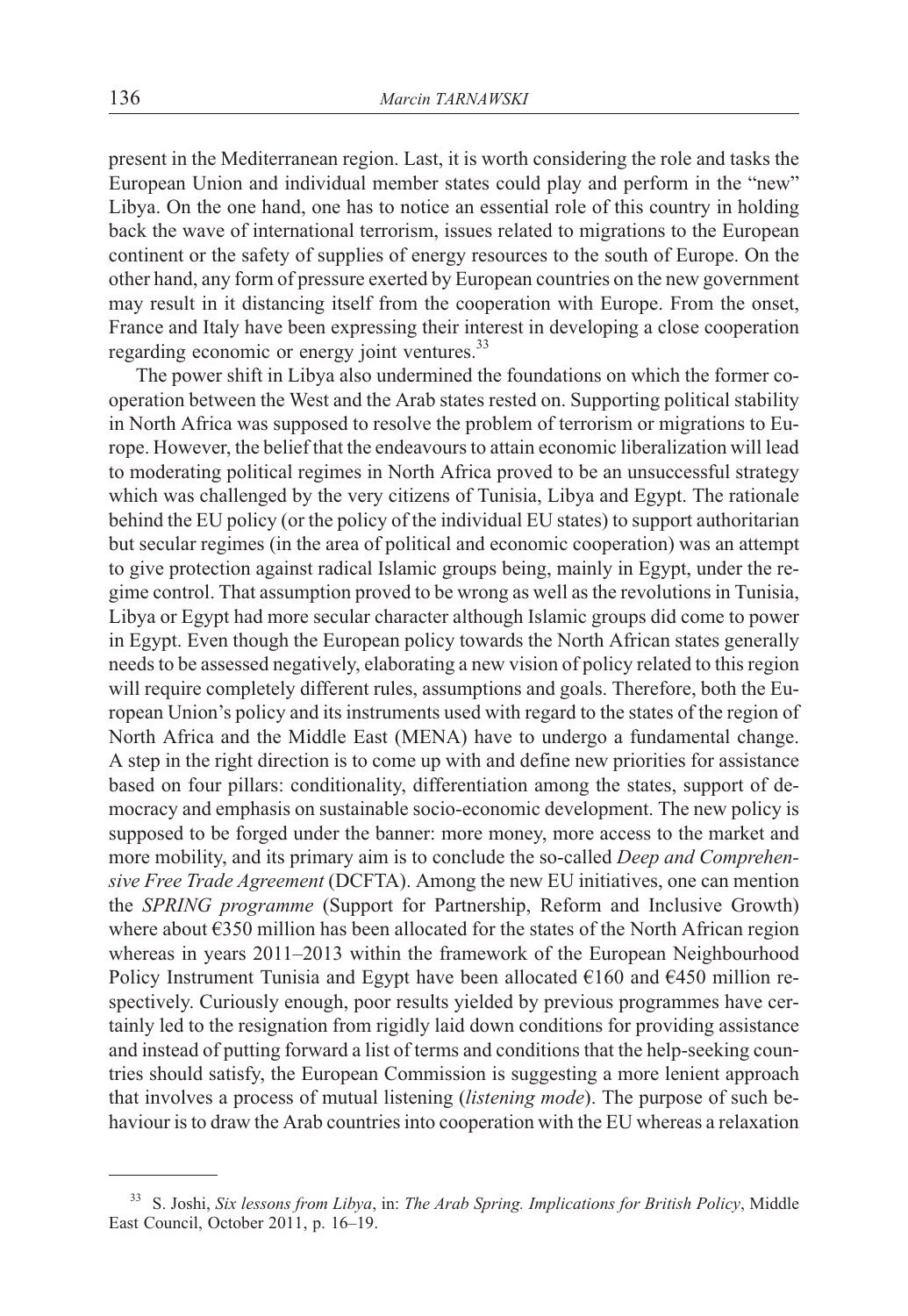present in the Mediterranean region. Last, it is worth considering the role and tasks the European Union and individual member states could play and perform in the "new" Libya. On the one hand, one has to notice an essential role of this country in holding back the wave of international terrorism, issues related to migrations to the European continent or the safety of supplies of energy resources to the south of Europe. On the other hand, any form of pressure exerted by European countries on the new government may result in it distancing itself from the cooperation with Europe. From the onset, France and Italy have been expressing their interest in developing a close cooperation regarding economic or energy joint ventures.[33]

The power shift in Libya also undermined the foundations on which the former cooperation between the West and the Arab states rested on. Supporting political stability in North Africa was supposed to resolve the problem of terrorism or migrations to Europe. However, the belief that the endeavours to attain economic liberalization will lead to moderating political regimes in North Africa proved to be an unsuccessful strategy which was challenged by the very citizens of Tunisia, Libya and Egypt. The rationale behind the EU policy (or the policy of the individual EU states) to support authoritarian but secular regimes (in the area of political and economic cooperation) was an attempt to give protection against radical Islamic groups being, mainly in Egypt, under the regime control. That assumption proved to be wrong as well as the revolutions in Tunisia, Libya or Egypt had more secular character although Islamic groups did come to power in Egypt. Even though the European policy towards the North African states generally needs to be assessed negatively, elaborating a new vision of policy related to this region will require completely different rules, assumptions and goals. Therefore, both the European Union's policy and its instruments used with regard to the states of the region of North Africa and the Middle East (MENA) have to undergo a fundamental change. A step in the right direction is to come up with and define new priorities for assistance based on four pillars: conditionality, differentiation among the states, support of democracy and emphasis on sustainable socio-economic development. The new policy is supposed to be forged under the banner: more money, more access to the market and more mobility, and its primary aim is to conclude the so-called *Deep and Comprehensive Free Trade Agreement* (DCFTA). Among the new EU initiatives, one can mention the *SPRING programme* (Support for Partnership, Reform and Inclusive Growth) where about €350 million has been allocated for the states of the North African region whereas in years 2011–2013 within the framework of the European Neighbourhood Policy Instrument Tunisia and Egypt have been allocated €160 and €450 million respectively. Curiously enough, poor results yielded by previous programmes have certainly led to the resignation from rigidly laid down conditions for providing assistance and instead of putting forward a list of terms and conditions that the help-seeking countries should satisfy, the European Commission is suggesting a more lenient approach that involves a process of mutual listening (*listening mode*). The purpose of such behaviour is to draw the Arab countries into cooperation with the EU whereas a relaxation

---

[33] S. Joshi, *Six lessons from Libya*, in: *The Arab Spring. Implications for British Policy*, Middle East Council, October 2011, p. 16–19.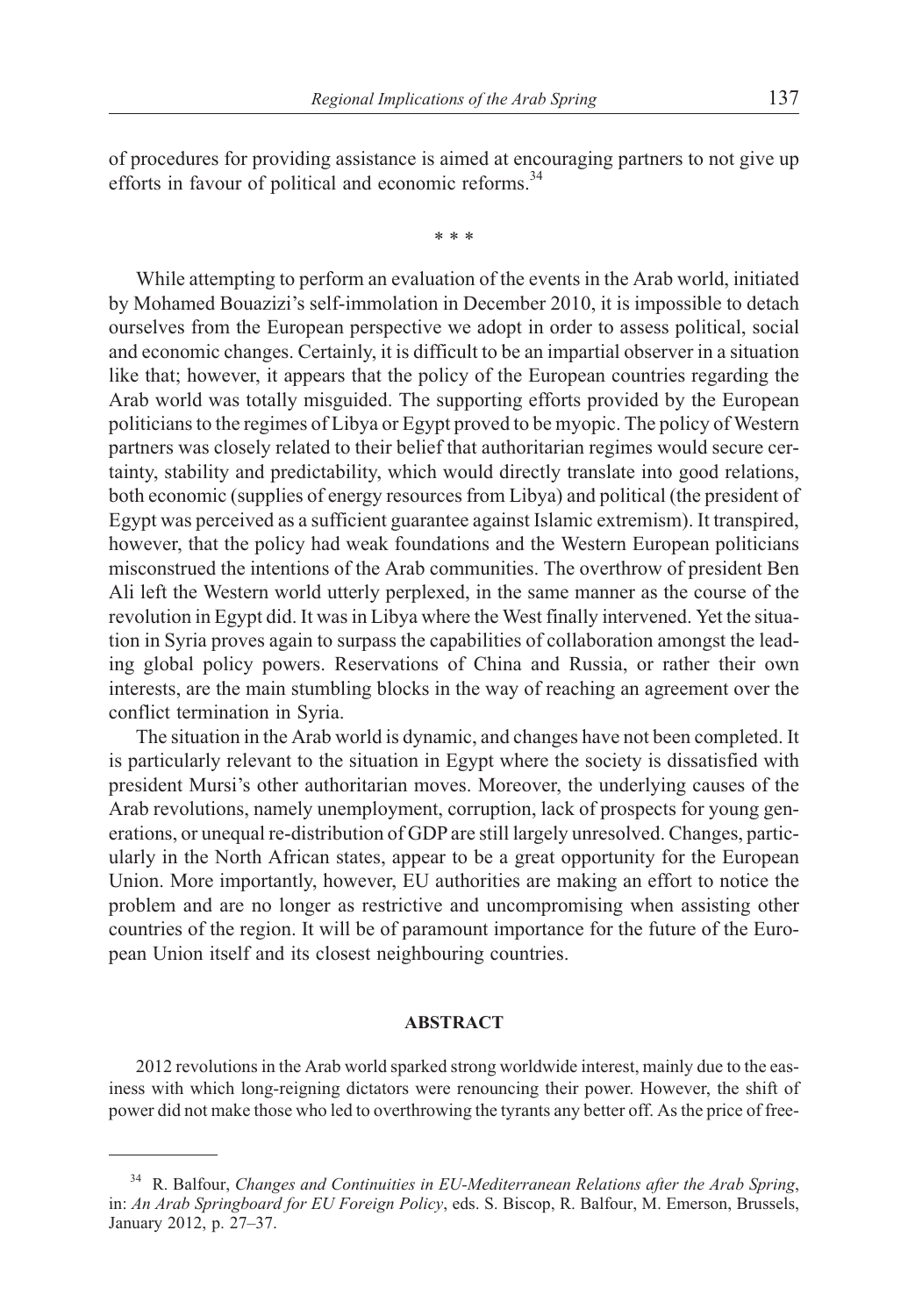of procedures for providing assistance is aimed at encouraging partners to not give up efforts in favour of political and economic reforms.[34]

\* \* \*

While attempting to perform an evaluation of the events in the Arab world, initiated by Mohamed Bouazizi's self-immolation in December 2010, it is impossible to detach ourselves from the European perspective we adopt in order to assess political, social and economic changes. Certainly, it is difficult to be an impartial observer in a situation like that; however, it appears that the policy of the European countries regarding the Arab world was totally misguided. The supporting efforts provided by the European politicians to the regimes of Libya or Egypt proved to be myopic. The policy of Western partners was closely related to their belief that authoritarian regimes would secure certainty, stability and predictability, which would directly translate into good relations, both economic (supplies of energy resources from Libya) and political (the president of Egypt was perceived as a sufficient guarantee against Islamic extremism). It transpired, however, that the policy had weak foundations and the Western European politicians misconstrued the intentions of the Arab communities. The overthrow of president Ben Ali left the Western world utterly perplexed, in the same manner as the course of the revolution in Egypt did. It was in Libya where the West finally intervened. Yet the situation in Syria proves again to surpass the capabilities of collaboration amongst the leading global policy powers. Reservations of China and Russia, or rather their own interests, are the main stumbling blocks in the way of reaching an agreement over the conflict termination in Syria.

The situation in the Arab world is dynamic, and changes have not been completed. It is particularly relevant to the situation in Egypt where the society is dissatisfied with president Mursi's other authoritarian moves. Moreover, the underlying causes of the Arab revolutions, namely unemployment, corruption, lack of prospects for young generations, or unequal re-distribution of GDP are still largely unresolved. Changes, particularly in the North African states, appear to be a great opportunity for the European Union. More importantly, however, EU authorities are making an effort to notice the problem and are no longer as restrictive and uncompromising when assisting other countries of the region. It will be of paramount importance for the future of the European Union itself and its closest neighbouring countries.

## ABSTRACT

2012 revolutions in the Arab world sparked strong worldwide interest, mainly due to the easiness with which long-reigning dictators were renouncing their power. However, the shift of power did not make those who led to overthrowing the tyrants any better off. As the price of free-

---

[34] R. Balfour, *Changes and Continuities in EU-Mediterranean Relations after the Arab Spring*, in: *An Arab Springboard for EU Foreign Policy*, eds. S. Biscop, R. Balfour, M. Emerson, Brussels, January 2012, p. 27–37.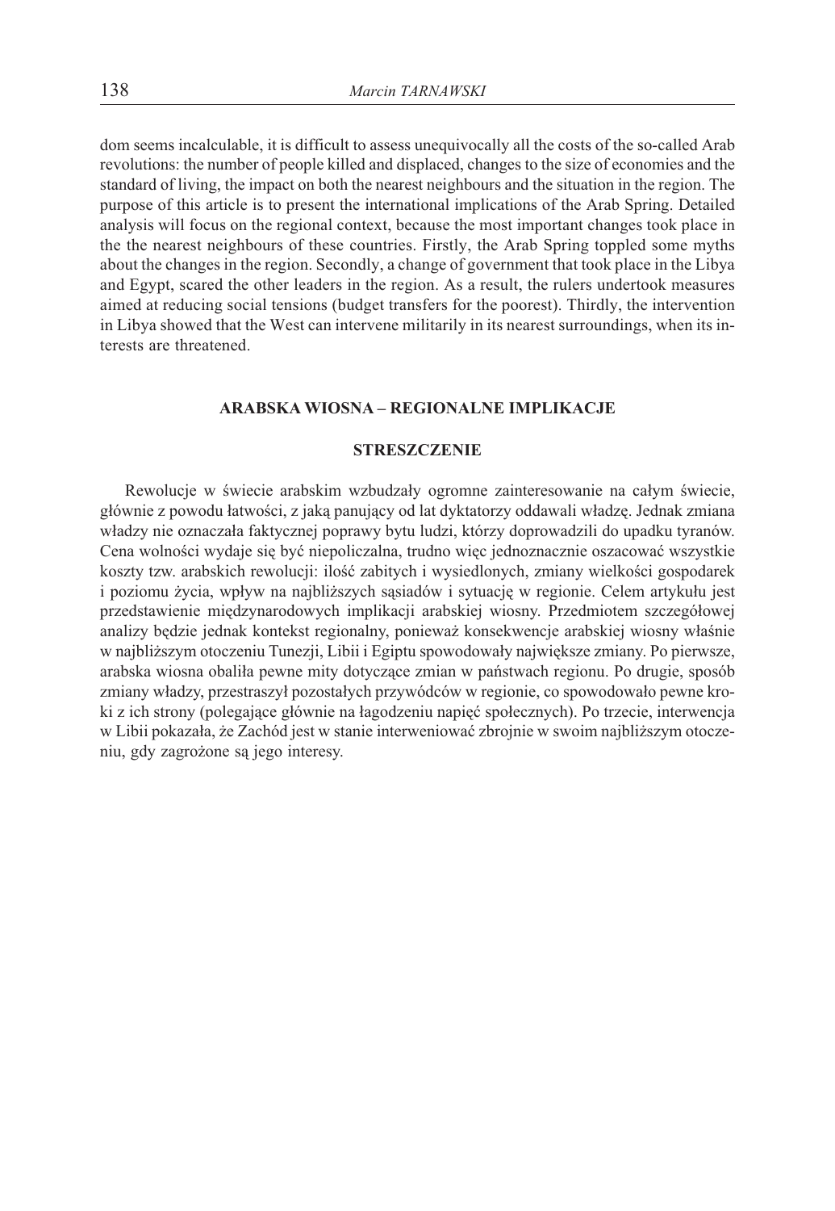dom seems incalculable, it is difficult to assess unequivocally all the costs of the so-called Arab revolutions: the number of people killed and displaced, changes to the size of economies and the standard of living, the impact on both the nearest neighbours and the situation in the region. The purpose of this article is to present the international implications of the Arab Spring. Detailed analysis will focus on the regional context, because the most important changes took place in the the nearest neighbours of these countries. Firstly, the Arab Spring toppled some myths about the changes in the region. Secondly, a change of government that took place in the Libya and Egypt, scared the other leaders in the region. As a result, the rulers undertook measures aimed at reducing social tensions (budget transfers for the poorest). Thirdly, the intervention in Libya showed that the West can intervene militarily in its nearest surroundings, when its interests are threatened.

## ARABSKA WIOSNA – REGIONALNE IMPLIKACJE

### STRESZCZENIE

Rewolucje w świecie arabskim wzbudzały ogromne zainteresowanie na całym świecie, głównie z powodu łatwości, z jaką panujący od lat dyktatorzy oddawali władzę. Jednak zmiana władzy nie oznaczała faktycznej poprawy bytu ludzi, którzy doprowadzili do upadku tyranów. Cena wolności wydaje się być niepoliczalna, trudno więc jednoznacznie oszacować wszystkie koszty tzw. arabskich rewolucji: ilość zabitych i wysiedlonych, zmiany wielkości gospodarek i poziomu życia, wpływ na najbliższych sąsiadów i sytuację w regionie. Celem artykułu jest przedstawienie międzynarodowych implikacji arabskiej wiosny. Przedmiotem szczegółowej analizy będzie jednak kontekst regionalny, ponieważ konsekwencje arabskiej wiosny właśnie w najbliższym otoczeniu Tunezji, Libii i Egiptu spowodowały największe zmiany. Po pierwsze, arabska wiosna obaliła pewne mity dotyczące zmian w państwach regionu. Po drugie, sposób zmiany władzy, przestraszył pozostałych przywódców w regionie, co spowodowało pewne kroki z ich strony (polegające głównie na łagodzeniu napięć społecznych). Po trzecie, interwencja w Libii pokazała, że Zachód jest w stanie interweniować zbrojnie w swoim najbliższym otoczeniu, gdy zagrożone są jego interesy.